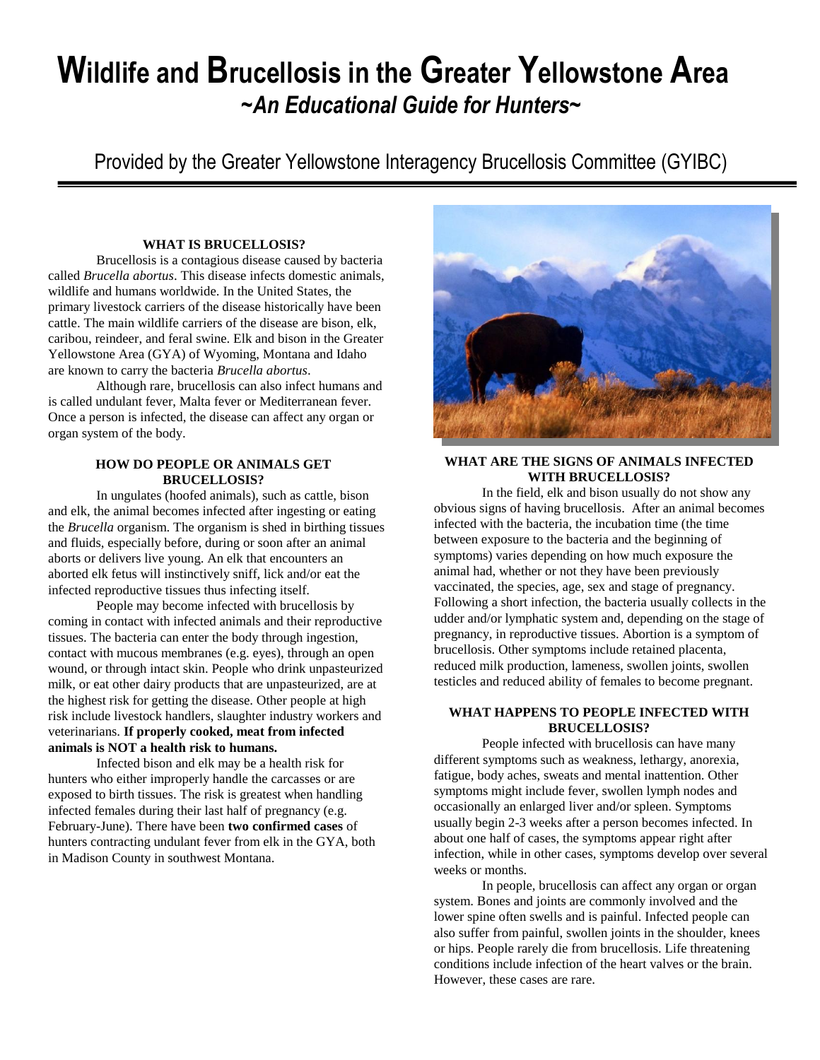# Wildlife and Brucellosis in the Greater Yellowstone Area

## *~An Educational Guide for Hunters~*

Provided by the Greater Yellowstone Interagency Brucellosis Committee (GYIBC)

### WHAT IS BRUCELLOSIS?

Brucellosis is a contagious disease caused by bacteria called *Brucella abortus*. This disease infects domestic animals, wildlife and humans worldwide. In the United States, the primary livestock carriers of the disease historically have been cattle. The main wildlife carriers of the disease are bison, elk, caribou, reindeer, and feral swine. Elk and bison in the Greater Yellowstone Area (GYA) of Wyoming, Montana and Idaho are known to carry the bacteria *Brucella abortus*.

Although rare, brucellosis can also infect humans and is called undulant fever, Malta fever or Mediterranean fever. Once a person is infected, the disease can affect any organ or organ system of the body.

### HOW DO PEOPLE OR ANIMALS GET BRUCELLOSIS?

In ungulates (hoofed animals), such as cattle, bison and elk, the animal becomes infected after ingesting or eating the *Brucella* organism. The organism is shed in birthing tissues and fluids, especially before, during or soon after an animal aborts or delivers live young. An elk that encounters an aborted elk fetus will instinctively sniff, lick and/or eat the infected reproductive tissues thus infecting itself.

People may become infected with brucellosis by coming in contact with infected animals and their reproductive tissues. The bacteria can enter the body through ingestion, contact with mucous membranes (e.g. eyes), through an open wound, or through intact skin. People who drink unpasteurized milk, or eat other dairy products that are unpasteurized, are at the highest risk for getting the disease. Other people at high risk include livestock handlers, slaughter industry workers and veterinarians. **If properly cooked, meat from infected animals is NOT a health risk to humans.**

Infected bison and elk may be a health risk for hunters who either improperly handle the carcasses or are exposed to birth tissues. The risk is greatest when handling infected females during their last half of pregnancy (e.g. February-June). There have been **two confirmed cases** of hunters contracting undulant fever from elk in the GYA, both in Madison County in southwest Montana.

### WHAT ARE THE SIGNS OF ANIMALS INFECTED WITH BRUCELLOSIS?

In the field, elk and bison usually do not show any obvious signs of having brucellosis. After an animal becomes infected with the bacteria, the incubation time (the time between exposure to the bacteria and the beginning of symptoms) varies depending on how much exposure the animal had, whether or not they have been previously vaccinated, the species, age, sex and stage of pregnancy. Following a short infection, the bacteria usually collects in the udder and/or lymphatic system and, depending on the stage of pregnancy, in reproductive tissues. Abortion is a symptom of brucellosis. Other symptoms include retained placenta, reduced milk production, lameness, swollen joints, swollen testicles and reduced ability of females to become pregnant.

### WHAT HAPPENS TO PEOPLE INFECTED WITH BRUCELLOSIS?

People infected with brucellosis can have many different symptoms such as weakness, lethargy, anorexia, fatigue, body aches, sweats and mental inattention. Other symptoms might include fever, swollen lymph nodes and occasionally an enlarged liver and/or spleen. Symptoms usually begin 2-3 weeks after a person becomes infected. In about one half of cases, the symptoms appear right after infection, while in other cases, symptoms develop over several weeks or months.

In people, brucellosis can affect any organ or organ system. Bones and joints are commonly involved and the lower spine often swells and is painful. Infected people can also suffer from painful, swollen joints in the shoulder, knees or hips. People rarely die from brucellosis. Life threatening conditions include infection of the heart valves or the brain. However, these cases are rare.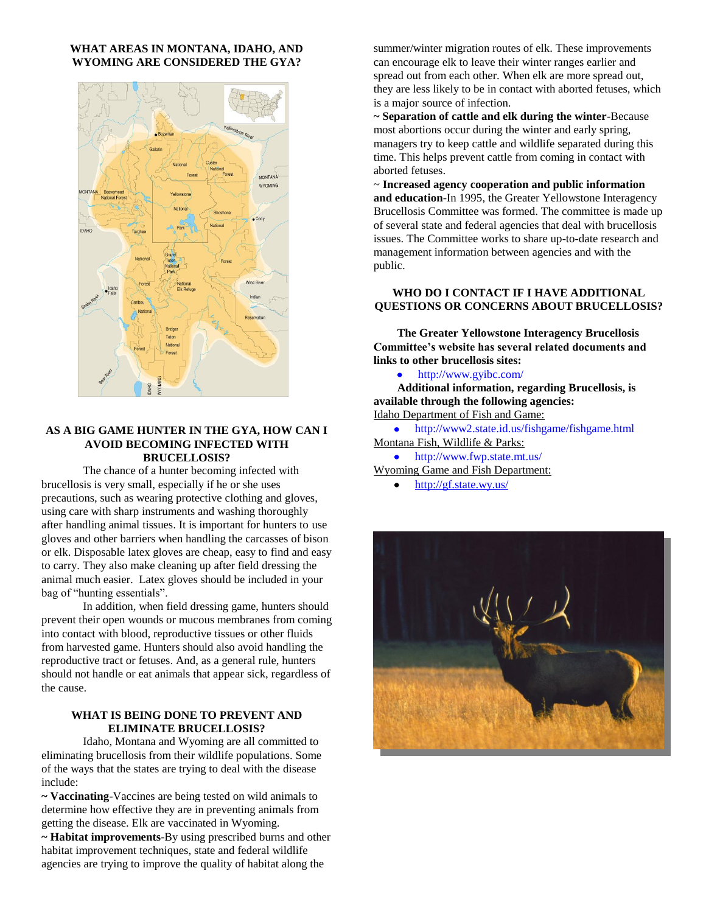## WHAT AREAS IN MONTANA, IDAHO, AND WYOMING ARE CONSIDERED THE GYA?

## AS A BIG GAME HUNTER IN THE GYA, HOW CAN I AVOID BECOMING INFECTED WITH BRUCELLOSIS?

The chance of a hunter becoming infected with brucellosis is very small, especially if he or she uses precautions, such as wearing protective clothing and gloves, using care with sharp instruments and washing thoroughly after handling animal tissues. It is important for hunters to use gloves and other barriers when handling the carcasses of bison or elk. Disposable latex gloves are cheap, easy to find and easy to carry. They also make cleaning up after field dressing the animal much easier. Latex gloves should be included in your bag of "hunting essentials".

In addition, when field dressing game, hunters should prevent their open wounds or mucous membranes from coming into contact with blood, reproductive tissues or other fluids from harvested game. Hunters should also avoid handling the reproductive tract or fetuses. And, as a general rule, hunters should not handle or eat animals that appear sick, regardless of the cause.

## WHAT IS BEING DONE TO PREVENT AND ELIMINATE BRUCELLOSIS?

Idaho, Montana and Wyoming are all committed to eliminating brucellosis from their wildlife populations. Some of the ways that the states are trying to deal with the disease include:

~ **Vaccinating**-Vaccines are being tested on wild animals to determine how effective they are in preventing animals from getting the disease. Elk are vaccinated in Wyoming.

~ **Habitat improvements**-By using prescribed burns and other habitat improvement techniques, state and federal wildlife agencies are trying to improve the quality of habitat along the summer/winter migration routes of elk. These improvements can encourage elk to leave their winter ranges earlier and spread out from each other. When elk are more spread out, they are less likely to be in contact with aborted fetuses, which is a major source of infection.

~ **Separation of cattle and elk during the winter**-Because most abortions occur during the winter and early spring, managers try to keep cattle and wildlife separated during this time. This helps prevent cattle from coming in contact with aborted fetuses.

~ **Increased agency cooperation and public information and education**-In 1995, the Greater Yellowstone Interagency Brucellosis Committee was formed. The committee is made up of several state and federal agencies that deal with brucellosis issues. The Committee works to share up-to-date research and management information between agencies and with the public.

## WHO DO I CONTACT IF I HAVE ADDITIONAL QUESTIONS OR CONCERNS ABOUT BRUCELLOSIS?

**The Greater Yellowstone Interagency Brucellosis Committee's website has several related documents and links to other brucellosis sites:**

- http://www.gyibc.com/

**Additional information, regarding Brucellosis, is available through the following agencies:**

Idaho Department of Fish and Game:

- http://www2.state.id.us/fishgame/fishgame.html

Montana Fish, Wildlife & Parks:

- http://www.fwp.state.mt.us/

Wyoming Game and Fish Department:

- http://gf.state.wy.us/